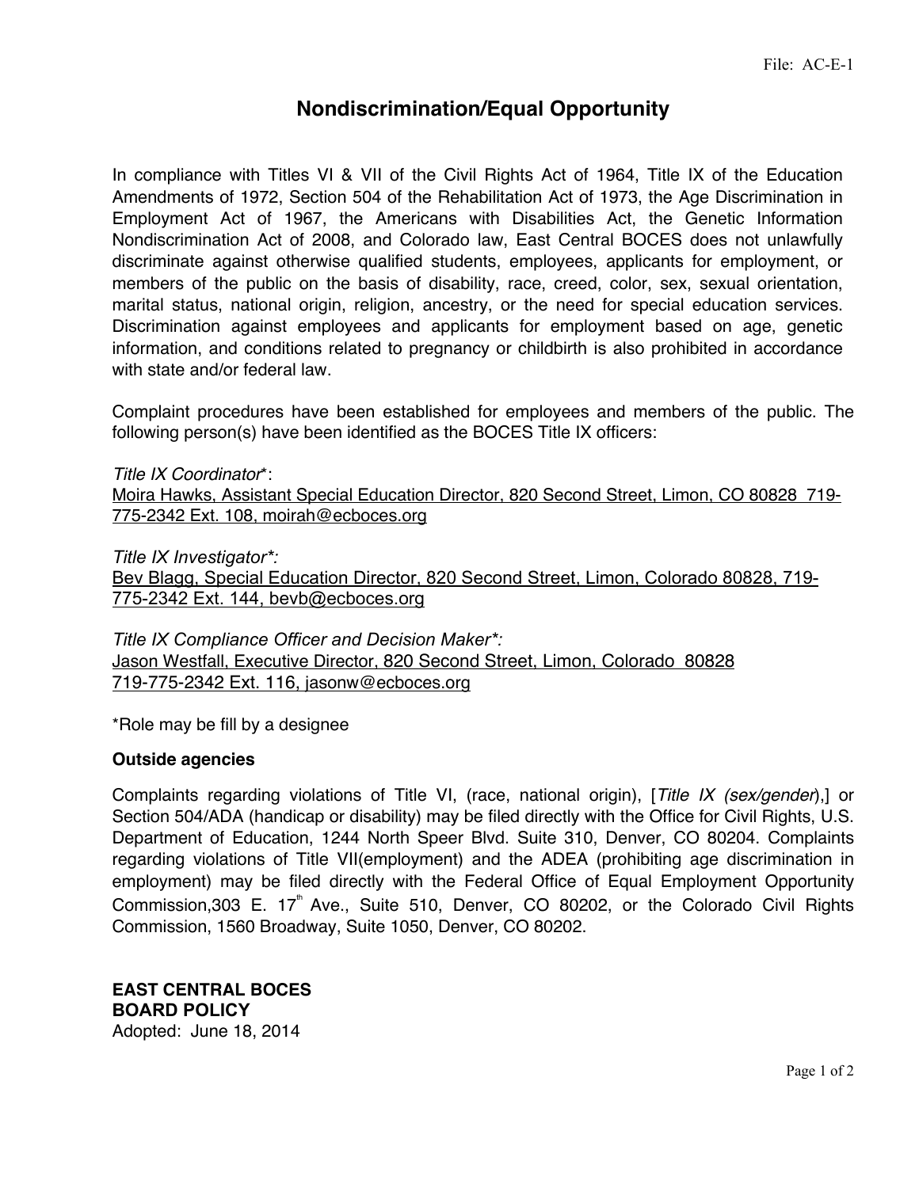# Nondiscrimination/Equal Opportunity

In compliance with Titles VI & VII of the Civil Rights Act of 1964, Title IX of the Education Amendments of 1972, Section 504 of the Rehabilitation Act of 1973, the Age Discrimination in Employment Act of 1967, the Americans with Disabilities Act, the Genetic Information Nondiscrimination Act of 2008, and Colorado law, East Central BOCES does not unlawfully discriminate against otherwise qualified students, employees, applicants for employment, or members of the public on the basis of disability, race, creed, color, sex, sexual orientation, marital status, national origin, religion, ancestry, or the need for special education services. Discrimination against employees and applicants for employment based on age, genetic information, and conditions related to pregnancy or childbirth is also prohibited in accordance with state and/or federal law.

Complaint procedures have been established for employees and members of the public. The following person(s) have been identified as the BOCES Title IX officers:

*Title IX Coordinator**:
Moira Hawks, Assistant Special Education Director, 820 Second Street, Limon, CO 80828 719-775-2342 Ext. 108, moirah@ecboces.org

*Title IX Investigator*:*
Bev Blagg, Special Education Director, 820 Second Street, Limon, Colorado 80828, 719-775-2342 Ext. 144, bevb@ecboces.org

*Title IX Compliance Officer and Decision Maker*:*
Jason Westfall, Executive Director, 820 Second Street, Limon, Colorado 80828
719-775-2342 Ext. 116, jasonw@ecboces.org

*Role may be fill by a designee

**Outside agencies**

Complaints regarding violations of Title VI, (race, national origin), [*Title IX (sex/gender*),] or Section 504/ADA (handicap or disability) may be filed directly with the Office for Civil Rights, U.S. Department of Education, 1244 North Speer Blvd. Suite 310, Denver, CO 80204. Complaints regarding violations of Title VII(employment) and the ADEA (prohibiting age discrimination in employment) may be filed directly with the Federal Office of Equal Employment Opportunity Commission,303 E. 17th Ave., Suite 510, Denver, CO 80202, or the Colorado Civil Rights Commission, 1560 Broadway, Suite 1050, Denver, CO 80202.

**EAST CENTRAL BOCES**
**BOARD POLICY**
Adopted: June 18, 2014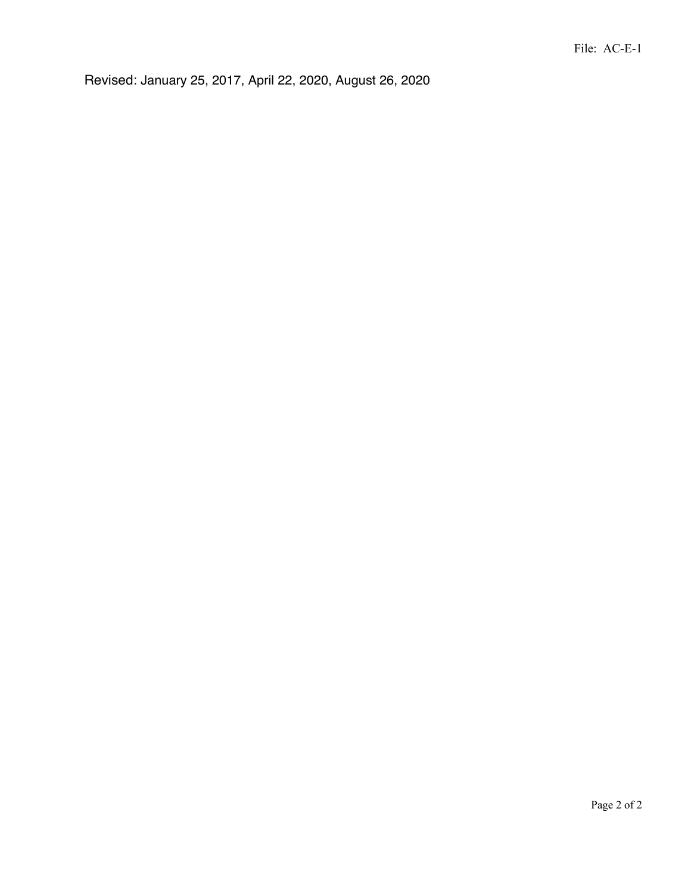Revised: January 25, 2017, April 22, 2020, August 26, 2020